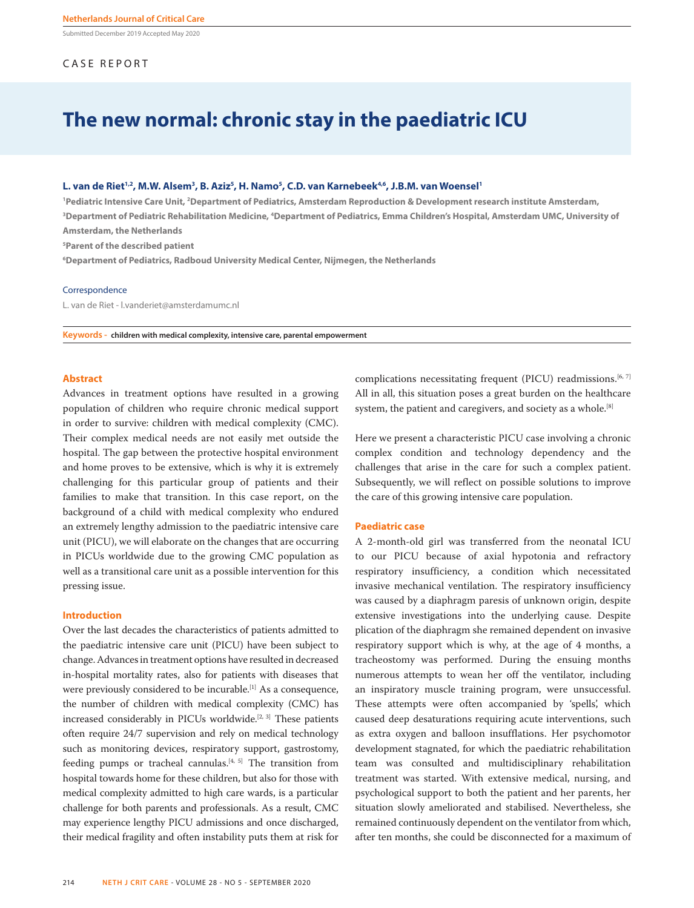Submitted December 2019 Accepted May 2020

CASE REPORT

# The new normal: chronic stay in the paediatric ICU

**L. van de Riet[1,2], M.W. Alsem[3], B. Aziz[5], H. Namo[5], C.D. van Karnebeek[4,6], J.B.M. van Woensel[1]**

[1]Pediatric Intensive Care Unit, [2]Department of Pediatrics, Amsterdam Reproduction & Development research institute Amsterdam, [3]Department of Pediatric Rehabilitation Medicine, [4]Department of Pediatrics, Emma Children's Hospital, Amsterdam UMC, University of Amsterdam, the Netherlands

[5]Parent of the described patient

[6]Department of Pediatrics, Radboud University Medical Center, Nijmegen, the Netherlands

Correspondence

L. van de Riet - l.vanderiet@amsterdamumc.nl

**Keywords -** children with medical complexity, intensive care, parental empowerment

## Abstract

Advances in treatment options have resulted in a growing population of children who require chronic medical support in order to survive: children with medical complexity (CMC). Their complex medical needs are not easily met outside the hospital. The gap between the protective hospital environment and home proves to be extensive, which is why it is extremely challenging for this particular group of patients and their families to make that transition. In this case report, on the background of a child with medical complexity who endured an extremely lengthy admission to the paediatric intensive care unit (PICU), we will elaborate on the changes that are occurring in PICUs worldwide due to the growing CMC population as well as a transitional care unit as a possible intervention for this pressing issue.

## Introduction

Over the last decades the characteristics of patients admitted to the paediatric intensive care unit (PICU) have been subject to change. Advances in treatment options have resulted in decreased in-hospital mortality rates, also for patients with diseases that were previously considered to be incurable.[1] As a consequence, the number of children with medical complexity (CMC) has increased considerably in PICUs worldwide.[2, 3] These patients often require 24/7 supervision and rely on medical technology such as monitoring devices, respiratory support, gastrostomy, feeding pumps or tracheal cannulas.[4, 5] The transition from hospital towards home for these children, but also for those with medical complexity admitted to high care wards, is a particular challenge for both parents and professionals. As a result, CMC may experience lengthy PICU admissions and once discharged, their medical fragility and often instability puts them at risk for complications necessitating frequent (PICU) readmissions.[6, 7] All in all, this situation poses a great burden on the healthcare system, the patient and caregivers, and society as a whole.[8]

Here we present a characteristic PICU case involving a chronic complex condition and technology dependency and the challenges that arise in the care for such a complex patient. Subsequently, we will reflect on possible solutions to improve the care of this growing intensive care population.

## Paediatric case

A 2-month-old girl was transferred from the neonatal ICU to our PICU because of axial hypotonia and refractory respiratory insufficiency, a condition which necessitated invasive mechanical ventilation. The respiratory insufficiency was caused by a diaphragm paresis of unknown origin, despite extensive investigations into the underlying cause. Despite plication of the diaphragm she remained dependent on invasive respiratory support which is why, at the age of 4 months, a tracheostomy was performed. During the ensuing months numerous attempts to wean her off the ventilator, including an inspiratory muscle training program, were unsuccessful. These attempts were often accompanied by 'spells', which caused deep desaturations requiring acute interventions, such as extra oxygen and balloon insufflations. Her psychomotor development stagnated, for which the paediatric rehabilitation team was consulted and multidisciplinary rehabilitation treatment was started. With extensive medical, nursing, and psychological support to both the patient and her parents, her situation slowly ameliorated and stabilised. Nevertheless, she remained continuously dependent on the ventilator from which, after ten months, she could be disconnected for a maximum of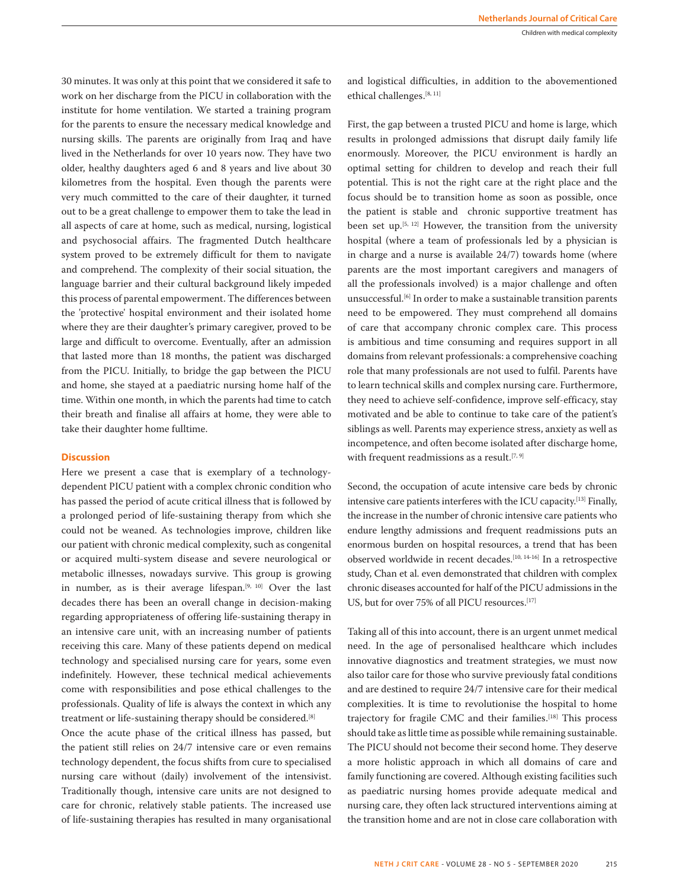30 minutes. It was only at this point that we considered it safe to work on her discharge from the PICU in collaboration with the institute for home ventilation. We started a training program for the parents to ensure the necessary medical knowledge and nursing skills. The parents are originally from Iraq and have lived in the Netherlands for over 10 years now. They have two older, healthy daughters aged 6 and 8 years and live about 30 kilometres from the hospital. Even though the parents were very much committed to the care of their daughter, it turned out to be a great challenge to empower them to take the lead in all aspects of care at home, such as medical, nursing, logistical and psychosocial affairs. The fragmented Dutch healthcare system proved to be extremely difficult for them to navigate and comprehend. The complexity of their social situation, the language barrier and their cultural background likely impeded this process of parental empowerment. The differences between the 'protective' hospital environment and their isolated home where they are their daughter's primary caregiver, proved to be large and difficult to overcome. Eventually, after an admission that lasted more than 18 months, the patient was discharged from the PICU. Initially, to bridge the gap between the PICU and home, she stayed at a paediatric nursing home half of the time. Within one month, in which the parents had time to catch their breath and finalise all affairs at home, they were able to take their daughter home fulltime.

## Discussion

Here we present a case that is exemplary of a technology-dependent PICU patient with a complex chronic condition who has passed the period of acute critical illness that is followed by a prolonged period of life-sustaining therapy from which she could not be weaned. As technologies improve, children like our patient with chronic medical complexity, such as congenital or acquired multi-system disease and severe neurological or metabolic illnesses, nowadays survive. This group is growing in number, as is their average lifespan.[9, 10] Over the last decades there has been an overall change in decision-making regarding appropriateness of offering life-sustaining therapy in an intensive care unit, with an increasing number of patients receiving this care. Many of these patients depend on medical technology and specialised nursing care for years, some even indefinitely. However, these technical medical achievements come with responsibilities and pose ethical challenges to the professionals. Quality of life is always the context in which any treatment or life-sustaining therapy should be considered.[8]

Once the acute phase of the critical illness has passed, but the patient still relies on 24/7 intensive care or even remains technology dependent, the focus shifts from cure to specialised nursing care without (daily) involvement of the intensivist. Traditionally though, intensive care units are not designed to care for chronic, relatively stable patients. The increased use of life-sustaining therapies has resulted in many organisational and logistical difficulties, in addition to the abovementioned ethical challenges.[8, 11]

First, the gap between a trusted PICU and home is large, which results in prolonged admissions that disrupt daily family life enormously. Moreover, the PICU environment is hardly an optimal setting for children to develop and reach their full potential. This is not the right care at the right place and the focus should be to transition home as soon as possible, once the patient is stable and chronic supportive treatment has been set up.[5, 12] However, the transition from the university hospital (where a team of professionals led by a physician is in charge and a nurse is available 24/7) towards home (where parents are the most important caregivers and managers of all the professionals involved) is a major challenge and often unsuccessful.[6] In order to make a sustainable transition parents need to be empowered. They must comprehend all domains of care that accompany chronic complex care. This process is ambitious and time consuming and requires support in all domains from relevant professionals: a comprehensive coaching role that many professionals are not used to fulfil. Parents have to learn technical skills and complex nursing care. Furthermore, they need to achieve self-confidence, improve self-efficacy, stay motivated and be able to continue to take care of the patient's siblings as well. Parents may experience stress, anxiety as well as incompetence, and often become isolated after discharge home, with frequent readmissions as a result.[7, 9]

Second, the occupation of acute intensive care beds by chronic intensive care patients interferes with the ICU capacity.[13] Finally, the increase in the number of chronic intensive care patients who endure lengthy admissions and frequent readmissions puts an enormous burden on hospital resources, a trend that has been observed worldwide in recent decades.[10, 14-16] In a retrospective study, Chan et al. even demonstrated that children with complex chronic diseases accounted for half of the PICU admissions in the US, but for over 75% of all PICU resources.[17]

Taking all of this into account, there is an urgent unmet medical need. In the age of personalised healthcare which includes innovative diagnostics and treatment strategies, we must now also tailor care for those who survive previously fatal conditions and are destined to require 24/7 intensive care for their medical complexities. It is time to revolutionise the hospital to home trajectory for fragile CMC and their families.[18] This process should take as little time as possible while remaining sustainable. The PICU should not become their second home. They deserve a more holistic approach in which all domains of care and family functioning are covered. Although existing facilities such as paediatric nursing homes provide adequate medical and nursing care, they often lack structured interventions aiming at the transition home and are not in close care collaboration with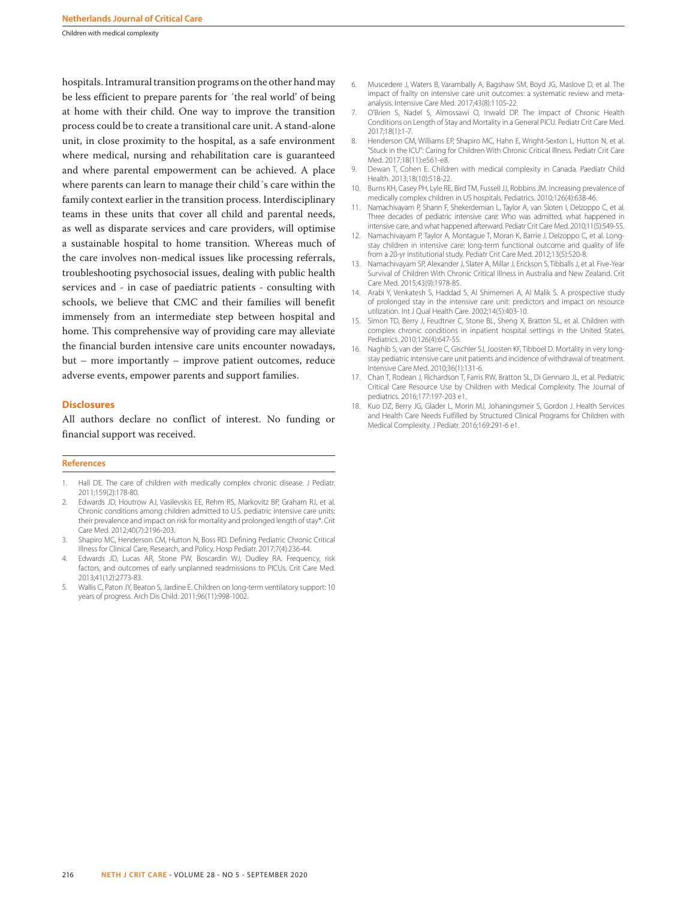hospitals. Intramural transition programs on the other hand may be less efficient to prepare parents for ´the real world' of being at home with their child. One way to improve the transition process could be to create a transitional care unit. A stand-alone unit, in close proximity to the hospital, as a safe environment where medical, nursing and rehabilitation care is guaranteed and where parental empowerment can be achieved. A place where parents can learn to manage their child´s care within the family context earlier in the transition process. Interdisciplinary teams in these units that cover all child and parental needs, as well as disparate services and care providers, will optimise a sustainable hospital to home transition. Whereas much of the care involves non-medical issues like processing referrals, troubleshooting psychosocial issues, dealing with public health services and - in case of paediatric patients - consulting with schools, we believe that CMC and their families will benefit immensely from an intermediate step between hospital and home. This comprehensive way of providing care may alleviate the financial burden intensive care units encounter nowadays, but – more importantly – improve patient outcomes, reduce adverse events, empower parents and support families.

## Disclosures

All authors declare no conflict of interest. No funding or financial support was received.

## References

1. Hall DE. The care of children with medically complex chronic disease. J Pediatr. 2011;159(2):178-80.
2. Edwards JD, Houtrow AJ, Vasilevskis EE, Rehm RS, Markovitz BP, Graham RJ, et al. Chronic conditions among children admitted to U.S. pediatric intensive care units: their prevalence and impact on risk for mortality and prolonged length of stay*. Crit Care Med. 2012;40(7):2196-203.
3. Shapiro MC, Henderson CM, Hutton N, Boss RD. Defining Pediatric Chronic Critical Illness for Clinical Care, Research, and Policy. Hosp Pediatr. 2017;7(4):236-44.
4. Edwards JD, Lucas AR, Stone PW, Boscardin WJ, Dudley RA. Frequency, risk factors, and outcomes of early unplanned readmissions to PICUs. Crit Care Med. 2013;41(12):2773-83.
5. Wallis C, Paton JY, Beaton S, Jardine E. Children on long-term ventilatory support: 10 years of progress. Arch Dis Child. 2011;96(11):998-1002.
6. Muscedere J, Waters B, Varambally A, Bagshaw SM, Boyd JG, Maslove D, et al. The impact of frailty on intensive care unit outcomes: a systematic review and meta-analysis. Intensive Care Med. 2017;43(8):1105-22.
7. O'Brien S, Nadel S, Almossawi O, Inwald DP. The Impact of Chronic Health Conditions on Length of Stay and Mortality in a General PICU. Pediatr Crit Care Med. 2017;18(1):1-7.
8. Henderson CM, Williams EP, Shapiro MC, Hahn E, Wright-Sexton L, Hutton N, et al. "Stuck in the ICU": Caring for Children With Chronic Critical Illness. Pediatr Crit Care Med. 2017;18(11):e561-e8.
9. Dewan T, Cohen E. Children with medical complexity in Canada. Paediatr Child Health. 2013;18(10):518-22.
10. Burns KH, Casey PH, Lyle RE, Bird TM, Fussell JJ, Robbins JM. Increasing prevalence of medically complex children in US hospitals. Pediatrics. 2010;126(4):638-46.
11. Namachivayam P, Shann F, Shekerdemian L, Taylor A, van Sloten I, Delzoppo C, et al. Three decades of pediatric intensive care: Who was admitted, what happened in intensive care, and what happened afterward. Pediatr Crit Care Med. 2010;11(5):549-55.
12. Namachivayam P, Taylor A, Montague T, Moran K, Barrie J, Delzoppo C, et al. Long-stay children in intensive care: long-term functional outcome and quality of life from a 20-yr institutional study. Pediatr Crit Care Med. 2012;13(5):520-8.
13. Namachivayam SP, Alexander J, Slater A, Millar J, Erickson S, Tibballs J, et al. Five-Year Survival of Children With Chronic Critical Illness in Australia and New Zealand. Crit Care Med. 2015;43(9):1978-85.
14. Arabi Y, Venkatesh S, Haddad S, Al Shimemeri A, Al Malik S. A prospective study of prolonged stay in the intensive care unit: predictors and impact on resource utilization. Int J Qual Health Care. 2002;14(5):403-10.
15. Simon TD, Berry J, Feudtner C, Stone BL, Sheng X, Bratton SL, et al. Children with complex chronic conditions in inpatient hospital settings in the United States. Pediatrics. 2010;126(4):647-55.
16. Naghib S, van der Starre C, Gischler SJ, Joosten KF, Tibboel D. Mortality in very long-stay pediatric intensive care unit patients and incidence of withdrawal of treatment. Intensive Care Med. 2010;36(1):131-6.
17. Chan T, Rodean J, Richardson T, Farris RW, Bratton SL, Di Gennaro JL, et al. Pediatric Critical Care Resource Use by Children with Medical Complexity. The Journal of pediatrics. 2016;177:197-203 e1.
18. Kuo DZ, Berry JG, Glader L, Morin MJ, Johaningsmeir S, Gordon J. Health Services and Health Care Needs Fulfilled by Structured Clinical Programs for Children with Medical Complexity. J Pediatr. 2016;169:291-6 e1.